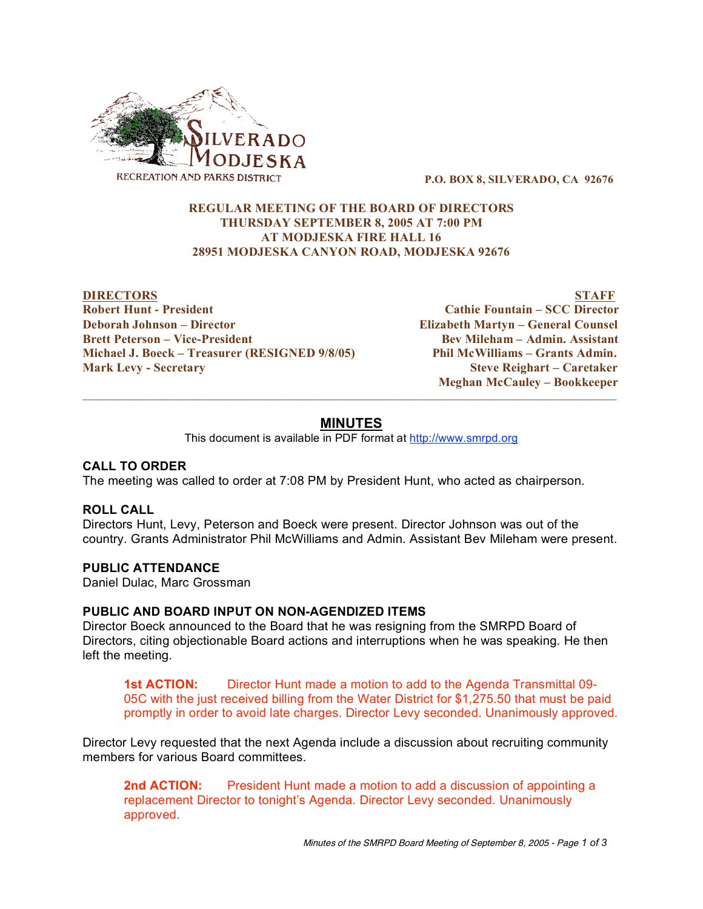SILVERADO MODJESKA
RECREATION AND PARKS DISTRICT

**P.O. BOX 8, SILVERADO, CA 92676**

**REGULAR MEETING OF THE BOARD OF DIRECTORS**
**THURSDAY SEPTEMBER 8, 2005 AT 7:00 PM**
**AT MODJESKA FIRE HALL 16**
**28951 MODJESKA CANYON ROAD, MODJESKA 92676**

| DIRECTORS | STAFF |
|---|---|
| **Robert Hunt - President** | **Cathie Fountain – SCC Director** |
| **Deborah Johnson – Director** | **Elizabeth Martyn – General Counsel** |
| **Brett Peterson – Vice-President** | **Bev Mileham – Admin. Assistant** |
| **Michael J. Boeck – Treasurer (RESIGNED 9/8/05)** | **Phil McWilliams – Grants Admin.** |
| **Mark Levy - Secretary** | **Steve Reighart – Caretaker** |
| | **Meghan McCauley – Bookkeeper** |

# MINUTES

This document is available in PDF format at http://www.smrpd.org

## CALL TO ORDER

The meeting was called to order at 7:08 PM by President Hunt, who acted as chairperson.

## ROLL CALL

Directors Hunt, Levy, Peterson and Boeck were present. Director Johnson was out of the country. Grants Administrator Phil McWilliams and Admin. Assistant Bev Mileham were present.

## PUBLIC ATTENDANCE

Daniel Dulac, Marc Grossman

## PUBLIC AND BOARD INPUT ON NON-AGENDIZED ITEMS

Director Boeck announced to the Board that he was resigning from the SMRPD Board of Directors, citing objectionable Board actions and interruptions when he was speaking. He then left the meeting.

> **1st ACTION:** Director Hunt made a motion to add to the Agenda Transmittal 09-05C with the just received billing from the Water District for $1,275.50 that must be paid promptly in order to avoid late charges. Director Levy seconded. Unanimously approved.

Director Levy requested that the next Agenda include a discussion about recruiting community members for various Board committees.

> **2nd ACTION:** President Hunt made a motion to add a discussion of appointing a replacement Director to tonight's Agenda. Director Levy seconded. Unanimously approved.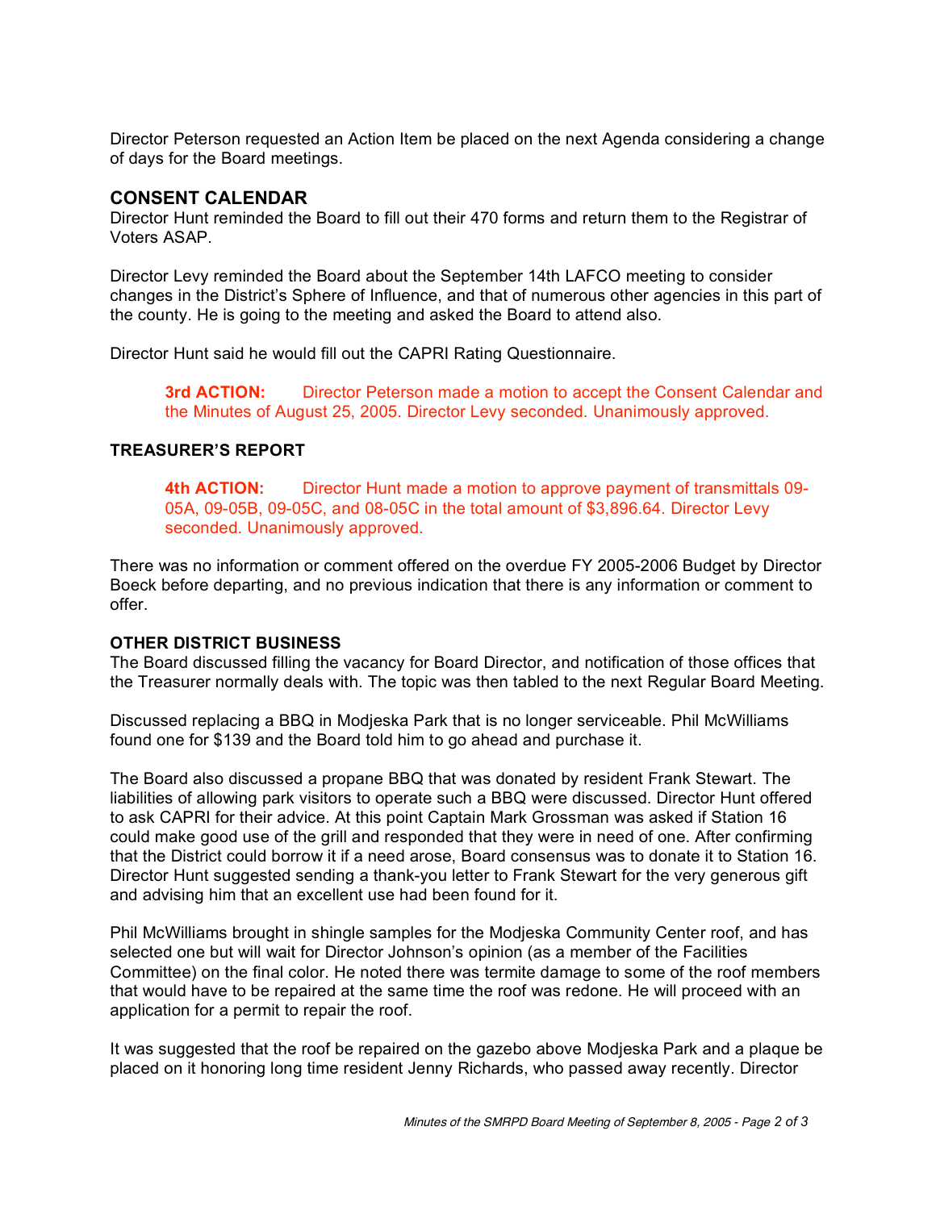Director Peterson requested an Action Item be placed on the next Agenda considering a change of days for the Board meetings.

## CONSENT CALENDAR

Director Hunt reminded the Board to fill out their 470 forms and return them to the Registrar of Voters ASAP.

Director Levy reminded the Board about the September 14th LAFCO meeting to consider changes in the District's Sphere of Influence, and that of numerous other agencies in this part of the county. He is going to the meeting and asked the Board to attend also.

Director Hunt said he would fill out the CAPRI Rating Questionnaire.

> **3rd ACTION:** Director Peterson made a motion to accept the Consent Calendar and the Minutes of August 25, 2005. Director Levy seconded. Unanimously approved.

### TREASURER'S REPORT

> **4th ACTION:** Director Hunt made a motion to approve payment of transmittals 09-05A, 09-05B, 09-05C, and 08-05C in the total amount of $3,896.64. Director Levy seconded. Unanimously approved.

There was no information or comment offered on the overdue FY 2005-2006 Budget by Director Boeck before departing, and no previous indication that there is any information or comment to offer.

### OTHER DISTRICT BUSINESS

The Board discussed filling the vacancy for Board Director, and notification of those offices that the Treasurer normally deals with. The topic was then tabled to the next Regular Board Meeting.

Discussed replacing a BBQ in Modjeska Park that is no longer serviceable. Phil McWilliams found one for $139 and the Board told him to go ahead and purchase it.

The Board also discussed a propane BBQ that was donated by resident Frank Stewart. The liabilities of allowing park visitors to operate such a BBQ were discussed. Director Hunt offered to ask CAPRI for their advice. At this point Captain Mark Grossman was asked if Station 16 could make good use of the grill and responded that they were in need of one. After confirming that the District could borrow it if a need arose, Board consensus was to donate it to Station 16. Director Hunt suggested sending a thank-you letter to Frank Stewart for the very generous gift and advising him that an excellent use had been found for it.

Phil McWilliams brought in shingle samples for the Modjeska Community Center roof, and has selected one but will wait for Director Johnson's opinion (as a member of the Facilities Committee) on the final color. He noted there was termite damage to some of the roof members that would have to be repaired at the same time the roof was redone. He will proceed with an application for a permit to repair the roof.

It was suggested that the roof be repaired on the gazebo above Modjeska Park and a plaque be placed on it honoring long time resident Jenny Richards, who passed away recently. Director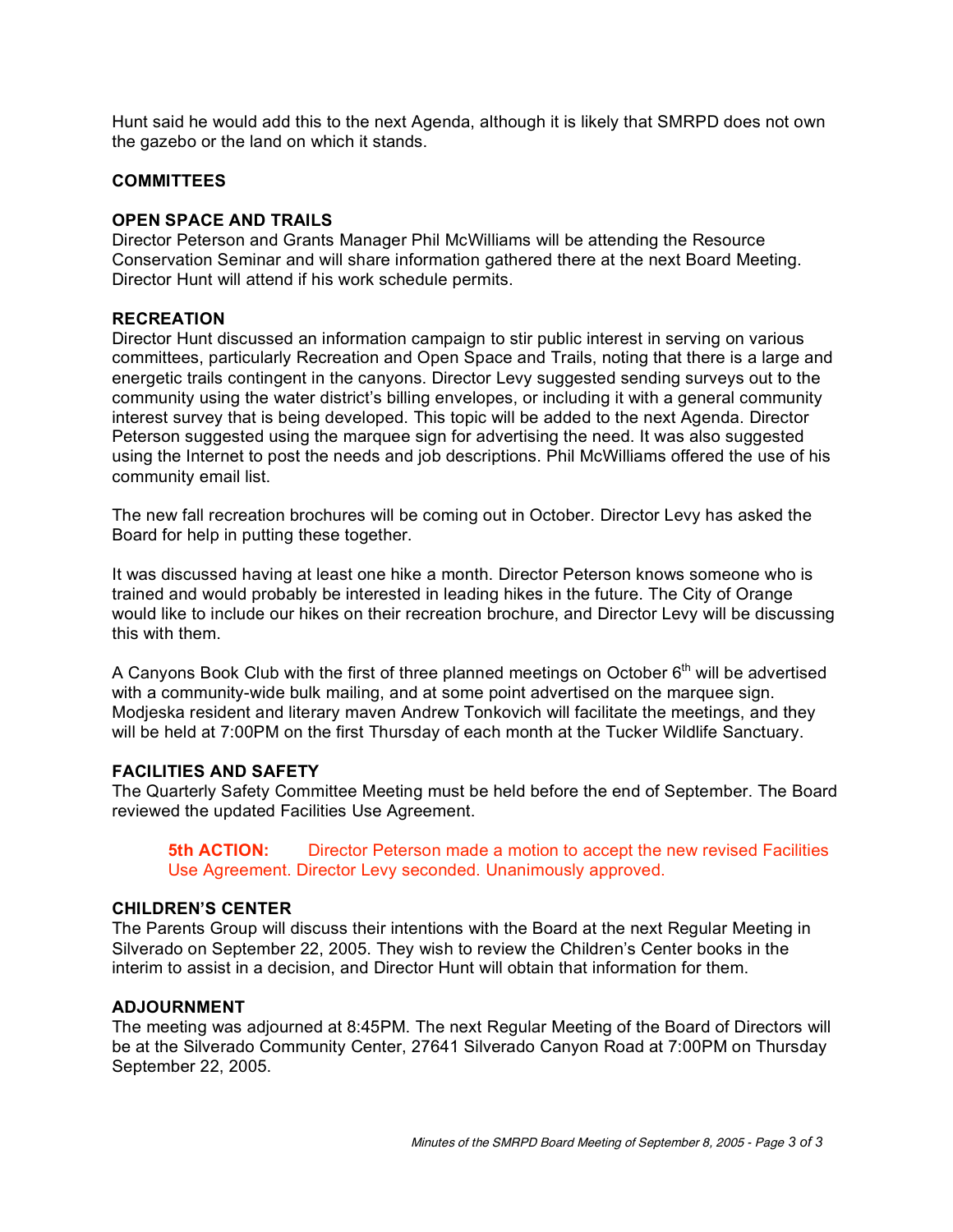Hunt said he would add this to the next Agenda, although it is likely that SMRPD does not own the gazebo or the land on which it stands.

## COMMITTEES

### OPEN SPACE AND TRAILS

Director Peterson and Grants Manager Phil McWilliams will be attending the Resource Conservation Seminar and will share information gathered there at the next Board Meeting. Director Hunt will attend if his work schedule permits.

### RECREATION

Director Hunt discussed an information campaign to stir public interest in serving on various committees, particularly Recreation and Open Space and Trails, noting that there is a large and energetic trails contingent in the canyons. Director Levy suggested sending surveys out to the community using the water district's billing envelopes, or including it with a general community interest survey that is being developed. This topic will be added to the next Agenda. Director Peterson suggested using the marquee sign for advertising the need. It was also suggested using the Internet to post the needs and job descriptions. Phil McWilliams offered the use of his community email list.

The new fall recreation brochures will be coming out in October. Director Levy has asked the Board for help in putting these together.

It was discussed having at least one hike a month. Director Peterson knows someone who is trained and would probably be interested in leading hikes in the future. The City of Orange would like to include our hikes on their recreation brochure, and Director Levy will be discussing this with them.

A Canyons Book Club with the first of three planned meetings on October 6th will be advertised with a community-wide bulk mailing, and at some point advertised on the marquee sign. Modjeska resident and literary maven Andrew Tonkovich will facilitate the meetings, and they will be held at 7:00PM on the first Thursday of each month at the Tucker Wildlife Sanctuary.

### FACILITIES AND SAFETY

The Quarterly Safety Committee Meeting must be held before the end of September. The Board reviewed the updated Facilities Use Agreement.

> **5th ACTION:** Director Peterson made a motion to accept the new revised Facilities Use Agreement. Director Levy seconded. Unanimously approved.

### CHILDREN'S CENTER

The Parents Group will discuss their intentions with the Board at the next Regular Meeting in Silverado on September 22, 2005. They wish to review the Children's Center books in the interim to assist in a decision, and Director Hunt will obtain that information for them.

### ADJOURNMENT

The meeting was adjourned at 8:45PM. The next Regular Meeting of the Board of Directors will be at the Silverado Community Center, 27641 Silverado Canyon Road at 7:00PM on Thursday September 22, 2005.